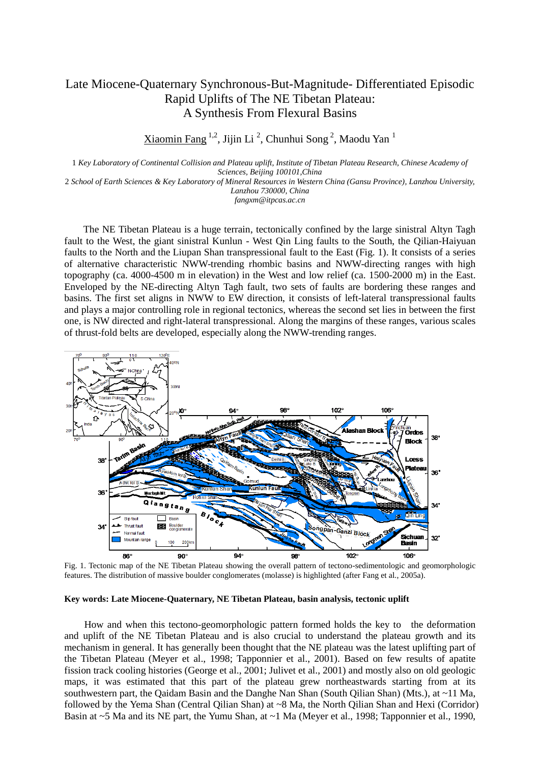# Late Miocene-Quaternary Synchronous-But-Magnitude- Differentiated Episodic Rapid Uplifts of The NE Tibetan Plateau: A Synthesis From Flexural Basins

Xiaomin Fang [1,2], Jijin Li [2], Chunhui Song [2], Maodu Yan [1]

1 *Key Laboratory of Continental Collision and Plateau uplift, Institute of Tibetan Plateau Research, Chinese Academy of Sciences, Beijing 100101,China*
2 *School of Earth Sciences & Key Laboratory of Mineral Resources in Western China (Gansu Province), Lanzhou University, Lanzhou 730000, China*
*fangxm@itpcas.ac.cn*

The NE Tibetan Plateau is a huge terrain, tectonically confined by the large sinistral Altyn Tagh fault to the West, the giant sinistral Kunlun - West Qin Ling faults to the South, the Qilian-Haiyuan faults to the North and the Liupan Shan transpressional fault to the East (Fig. 1). It consists of a series of alternative characteristic NWW-trending rhombic basins and NWW-directing ranges with high topography (ca. 4000-4500 m in elevation) in the West and low relief (ca. 1500-2000 m) in the East. Enveloped by the NE-directing Altyn Tagh fault, two sets of faults are bordering these ranges and basins. The first set aligns in NWW to EW direction, it consists of left-lateral transpressional faults and plays a major controlling role in regional tectonics, whereas the second set lies in between the first one, is NW directed and right-lateral transpressional. Along the margins of these ranges, various scales of thrust-fold belts are developed, especially along the NWW-trending ranges.

Fig. 1. Tectonic map of the NE Tibetan Plateau showing the overall pattern of tectono-sedimentologic and geomorphologic features. The distribution of massive boulder conglomerates (molasse) is highlighted (after Fang et al., 2005a).

**Key words: Late Miocene-Quaternary, NE Tibetan Plateau, basin analysis, tectonic uplift**

How and when this tectono-geomorphologic pattern formed holds the key to the deformation and uplift of the NE Tibetan Plateau and is also crucial to understand the plateau growth and its mechanism in general. It has generally been thought that the NE plateau was the latest uplifting part of the Tibetan Plateau (Meyer et al., 1998; Tapponnier et al., 2001). Based on few results of apatite fission track cooling histories (George et al., 2001; Julivet et al., 2001) and mostly also on old geologic maps, it was estimated that this part of the plateau grew northeastwards starting from at its southwestern part, the Qaidam Basin and the Danghe Nan Shan (South Qilian Shan) (Mts.), at ~11 Ma, followed by the Yema Shan (Central Qilian Shan) at ~8 Ma, the North Qilian Shan and Hexi (Corridor) Basin at ~5 Ma and its NE part, the Yumu Shan, at ~1 Ma (Meyer et al., 1998; Tapponnier et al., 1990,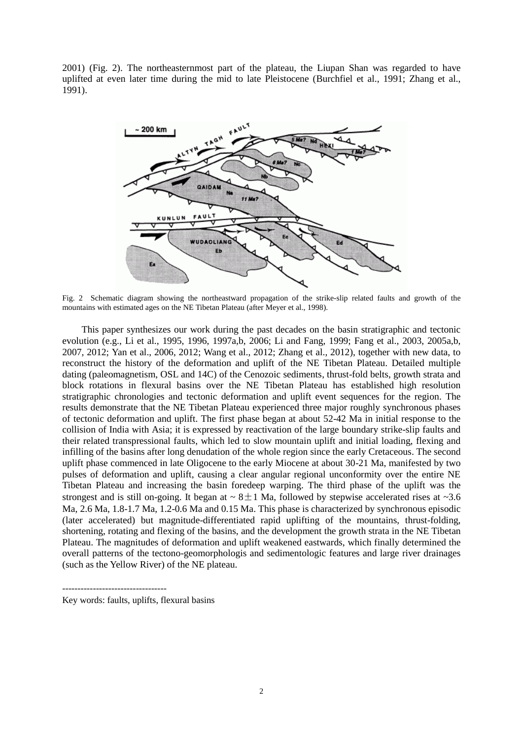2001) (Fig. 2). The northeasternmost part of the plateau, the Liupan Shan was regarded to have uplifted at even later time during the mid to late Pleistocene (Burchfiel et al., 1991; Zhang et al., 1991).

~ 200 km
ALTYN TAGH FAULT
5 Ma? Nd HEXI
1 Ma?
6 Ma? Nc
Nb
QAIDAM
Na
11 Ma?
KUNLUN FAULT
Ec
WUDAOLIANG
Eb
Ed
Ea

Fig. 2 Schematic diagram showing the northeastward propagation of the strike-slip related faults and growth of the mountains with estimated ages on the NE Tibetan Plateau (after Meyer et al., 1998).

This paper synthesizes our work during the past decades on the basin stratigraphic and tectonic evolution (e.g., Li et al., 1995, 1996, 1997a,b, 2006; Li and Fang, 1999; Fang et al., 2003, 2005a,b, 2007, 2012; Yan et al., 2006, 2012; Wang et al., 2012; Zhang et al., 2012), together with new data, to reconstruct the history of the deformation and uplift of the NE Tibetan Plateau. Detailed multiple dating (paleomagnetism, OSL and 14C) of the Cenozoic sediments, thrust-fold belts, growth strata and block rotations in flexural basins over the NE Tibetan Plateau has established high resolution stratigraphic chronologies and tectonic deformation and uplift event sequences for the region. The results demonstrate that the NE Tibetan Plateau experienced three major roughly synchronous phases of tectonic deformation and uplift. The first phase began at about 52-42 Ma in initial response to the collision of India with Asia; it is expressed by reactivation of the large boundary strike-slip faults and their related transpressional faults, which led to slow mountain uplift and initial loading, flexing and infilling of the basins after long denudation of the whole region since the early Cretaceous. The second uplift phase commenced in late Oligocene to the early Miocene at about 30-21 Ma, manifested by two pulses of deformation and uplift, causing a clear angular regional unconformity over the entire NE Tibetan Plateau and increasing the basin foredeep warping. The third phase of the uplift was the strongest and is still on-going. It began at $\sim 8\pm1$ Ma, followed by stepwise accelerated rises at ~3.6 Ma, 2.6 Ma, 1.8-1.7 Ma, 1.2-0.6 Ma and 0.15 Ma. This phase is characterized by synchronous episodic (later accelerated) but magnitude-differentiated rapid uplifting of the mountains, thrust-folding, shortening, rotating and flexing of the basins, and the development the growth strata in the NE Tibetan Plateau. The magnitudes of deformation and uplift weakened eastwards, which finally determined the overall patterns of the tectono-geomorphologis and sedimentologic features and large river drainages (such as the Yellow River) of the NE plateau.

---

Key words: faults, uplifts, flexural basins